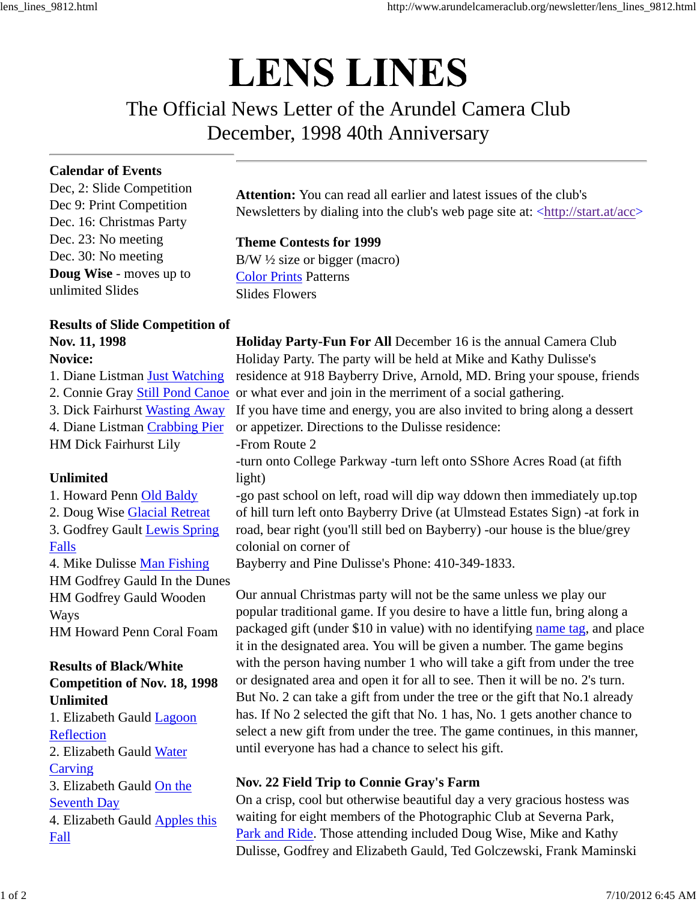# LENS LINES

## The Official News Letter of the Arundel Camera Club
## December, 1998 40th Anniversary

---

**Calendar of Events**
Dec, 2: Slide Competition
Dec 9: Print Competition
Dec. 16: Christmas Party
Dec. 23: No meeting
Dec. 30: No meeting
**Doug Wise** - moves up to unlimited Slides

**Results of Slide Competition of Nov. 11, 1998**
**Novice:**
1. Diane Listman Just Watching
2. Connie Gray Still Pond Canoe
3. Dick Fairhurst Wasting Away
4. Diane Listman Crabbing Pier

HM Dick Fairhurst Lily

**Unlimited**
1. Howard Penn Old Baldy
2. Doug Wise Glacial Retreat
3. Godfrey Gault Lewis Spring Falls
4. Mike Dulisse Man Fishing

HM Godfrey Gauld In the Dunes
HM Godfrey Gauld Wooden Ways
HM Howard Penn Coral Foam

**Results of Black/White Competition of Nov. 18, 1998**
**Unlimited**
1. Elizabeth Gauld Lagoon Reflection
2. Elizabeth Gauld Water Carving
3. Elizabeth Gauld On the Seventh Day
4. Elizabeth Gauld Apples this Fall

---

**Attention:** You can read all earlier and latest issues of the club's Newsletters by dialing into the club's web page site at: <http://start.at/acc>

**Theme Contests for 1999**
B/W ½ size or bigger (macro)
Color Prints Patterns
Slides Flowers

**Holiday Party-Fun For All** December 16 is the annual Camera Club Holiday Party. The party will be held at Mike and Kathy Dulisse's residence at 918 Bayberry Drive, Arnold, MD. Bring your spouse, friends or what ever and join in the merriment of a social gathering.
If you have time and energy, you are also invited to bring along a dessert or appetizer. Directions to the Dulisse residence:
-From Route 2
-turn onto College Parkway -turn left onto SShore Acres Road (at fifth light)
-go past school on left, road will dip way ddown then immediately up.top of hill turn left onto Bayberry Drive (at Ulmstead Estates Sign) -at fork in road, bear right (you'll still bed on Bayberry) -our house is the blue/grey colonial on corner of
Bayberry and Pine Dulisse's Phone: 410-349-1833.

Our annual Christmas party will not be the same unless we play our popular traditional game. If you desire to have a little fun, bring along a packaged gift (under $10 in value) with no identifying name tag, and place it in the designated area. You will be given a number. The game begins with the person having number 1 who will take a gift from under the tree or designated area and open it for all to see. Then it will be no. 2's turn. But No. 2 can take a gift from under the tree or the gift that No.1 already has. If No 2 selected the gift that No. 1 has, No. 1 gets another chance to select a new gift from under the tree. The game continues, in this manner, until everyone has had a chance to select his gift.

**Nov. 22 Field Trip to Connie Gray's Farm**
On a crisp, cool but otherwise beautiful day a very gracious hostess was waiting for eight members of the Photographic Club at Severna Park, Park and Ride. Those attending included Doug Wise, Mike and Kathy Dulisse, Godfrey and Elizabeth Gauld, Ted Golczewski, Frank Maminski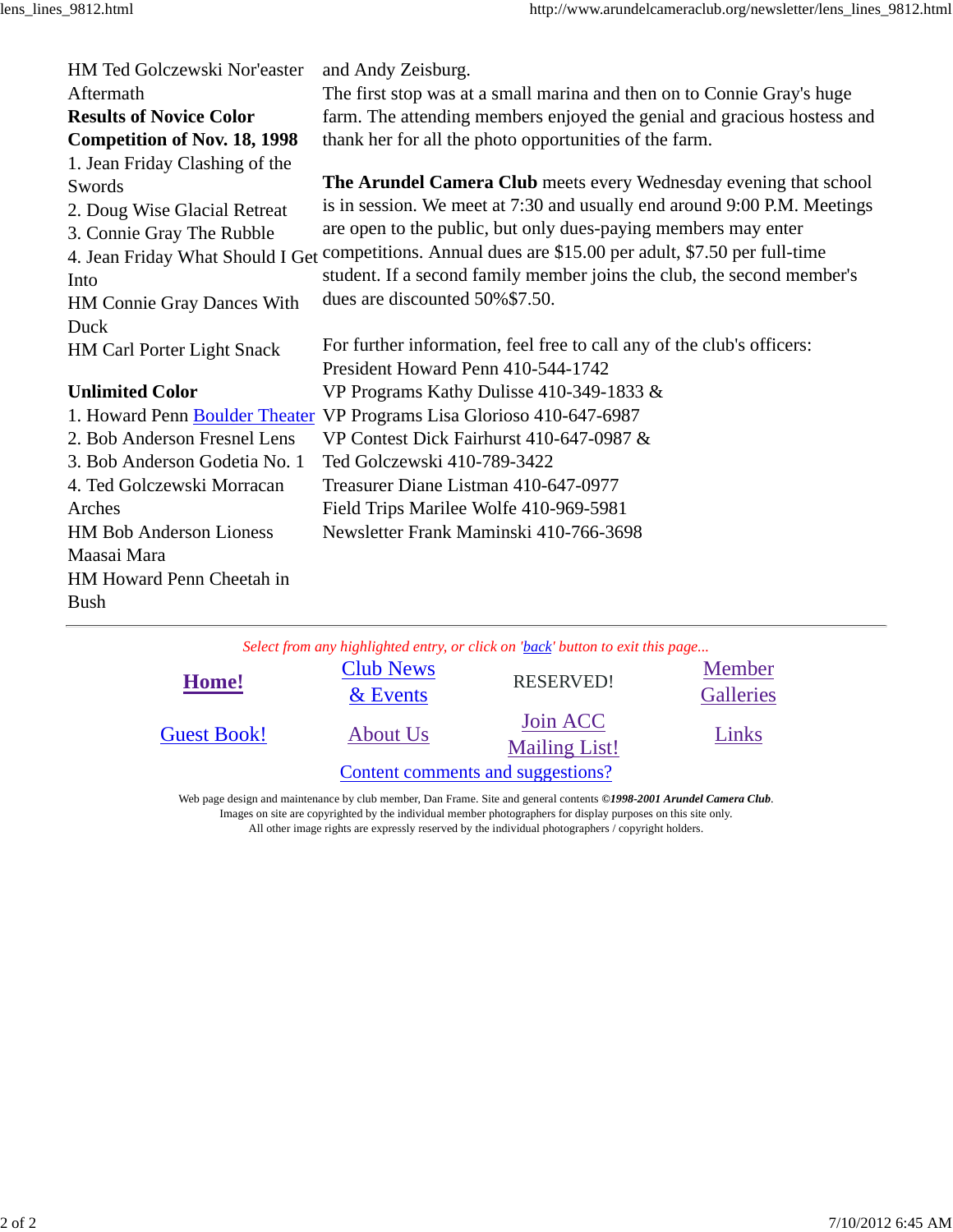HM Ted Golczewski Nor'easter Aftermath

**Results of Novice Color Competition of Nov. 18, 1998**

1. Jean Friday Clashing of the Swords
2. Doug Wise Glacial Retreat
3. Connie Gray The Rubble
4. Jean Friday What Should I Get Into

HM Connie Gray Dances With Duck
HM Carl Porter Light Snack

**Unlimited Color**

1. Howard Penn Boulder Theater
2. Bob Anderson Fresnel Lens
3. Bob Anderson Godetia No. 1
4. Ted Golczewski Morracan Arches

HM Bob Anderson Lioness Maasai Mara
HM Howard Penn Cheetah in Bush

and Andy Zeisburg.
The first stop was at a small marina and then on to Connie Gray's huge farm. The attending members enjoyed the genial and gracious hostess and thank her for all the photo opportunities of the farm.

**The Arundel Camera Club** meets every Wednesday evening that school is in session. We meet at 7:30 and usually end around 9:00 P.M. Meetings are open to the public, but only dues-paying members may enter competitions. Annual dues are $15.00 per adult, $7.50 per full-time student. If a second family member joins the club, the second member's dues are discounted 50%$7.50.

For further information, feel free to call any of the club's officers:
President Howard Penn 410-544-1742
VP Programs Kathy Dulisse 410-349-1833 &
VP Programs Lisa Glorioso 410-647-6987
VP Contest Dick Fairhurst 410-647-0987 &
Ted Golczewski 410-789-3422
Treasurer Diane Listman 410-647-0977
Field Trips Marilee Wolfe 410-969-5981
Newsletter Frank Maminski 410-766-3698

---

*Select from any highlighted entry, or click on 'back' button to exit this page...*

| | | | |
|---|---|---|---|
| **Home!** | Club News & Events | RESERVED! | Member Galleries |
| Guest Book! | About Us | Join ACC Mailing List! | Links |

Content comments and suggestions?

Web page design and maintenance by club member, Dan Frame. Site and general contents ***©1998-2001 Arundel Camera Club***.
Images on site are copyrighted by the individual member photographers for display purposes on this site only.
All other image rights are expressly reserved by the individual photographers / copyright holders.